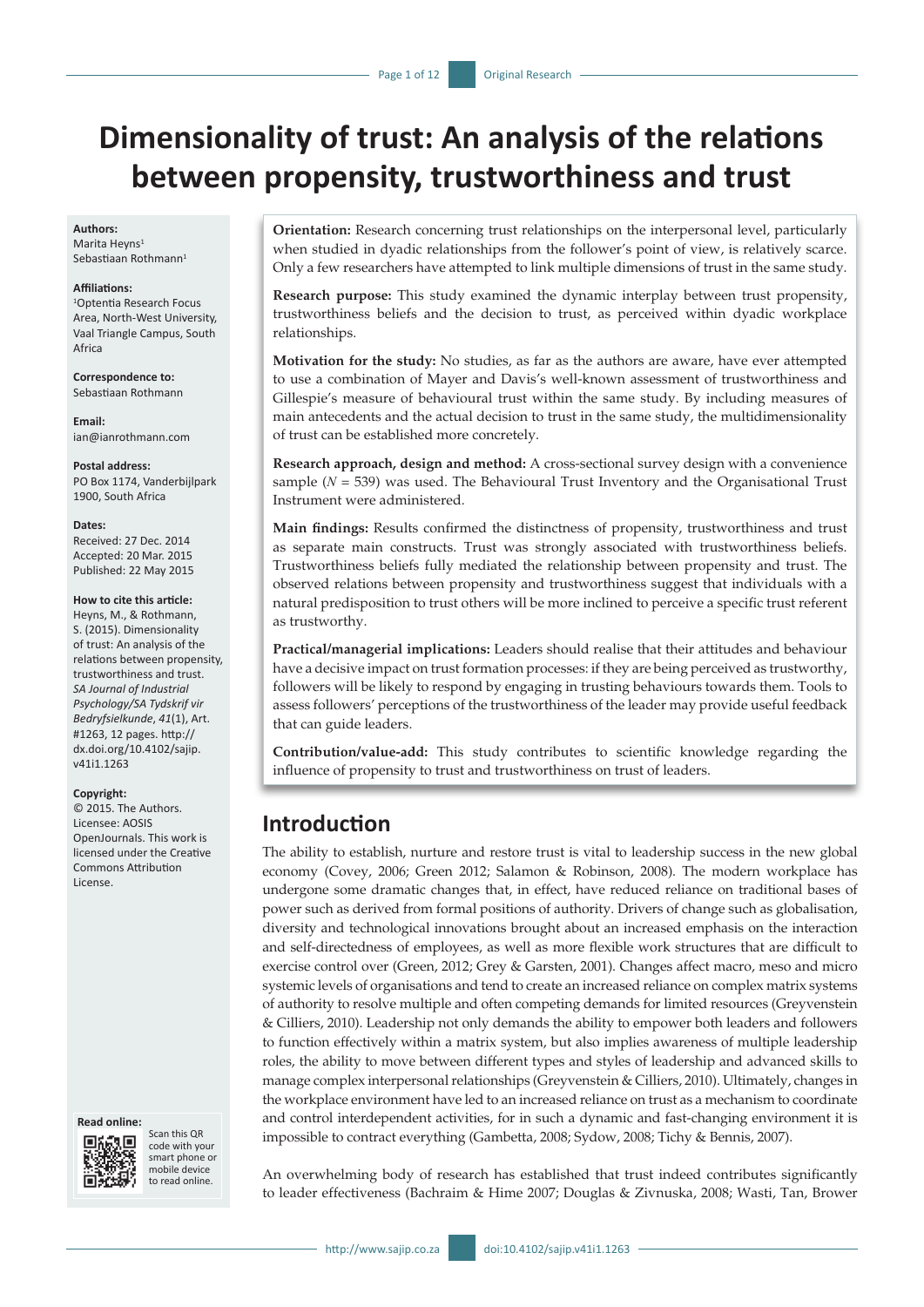# Dimensionality of trust: An analysis of the relations between propensity, trustworthiness and trust

**Authors:**
Marita Heyns[1]
Sebastiaan Rothmann[1]

**Affiliations:**
[1]Optentia Research Focus Area, North-West University, Vaal Triangle Campus, South Africa

**Correspondence to:**
Sebastiaan Rothmann

**Email:**
ian@ianrothmann.com

**Postal address:**
PO Box 1174, Vanderbijlpark 1900, South Africa

**Dates:**
Received: 27 Dec. 2014
Accepted: 20 Mar. 2015
Published: 22 May 2015

**How to cite this article:**
Heyns, M., & Rothmann, S. (2015). Dimensionality of trust: An analysis of the relations between propensity, trustworthiness and trust. *SA Journal of Industrial Psychology/SA Tydskrif vir Bedryfsielkunde*, *41*(1), Art. #1263, 12 pages. http://dx.doi.org/10.4102/sajip.v41i1.1263

**Copyright:**
© 2015. The Authors. Licensee: AOSIS OpenJournals. This work is licensed under the Creative Commons Attribution License.

**Read online:**
Scan this QR code with your smart phone or mobile device to read online.

**Orientation:** Research concerning trust relationships on the interpersonal level, particularly when studied in dyadic relationships from the follower's point of view, is relatively scarce. Only a few researchers have attempted to link multiple dimensions of trust in the same study.

**Research purpose:** This study examined the dynamic interplay between trust propensity, trustworthiness beliefs and the decision to trust, as perceived within dyadic workplace relationships.

**Motivation for the study:** No studies, as far as the authors are aware, have ever attempted to use a combination of Mayer and Davis's well-known assessment of trustworthiness and Gillespie's measure of behavioural trust within the same study. By including measures of main antecedents and the actual decision to trust in the same study, the multidimensionality of trust can be established more concretely.

**Research approach, design and method:** A cross-sectional survey design with a convenience sample ($N$ = 539) was used. The Behavioural Trust Inventory and the Organisational Trust Instrument were administered.

**Main findings:** Results confirmed the distinctness of propensity, trustworthiness and trust as separate main constructs. Trust was strongly associated with trustworthiness beliefs. Trustworthiness beliefs fully mediated the relationship between propensity and trust. The observed relations between propensity and trustworthiness suggest that individuals with a natural predisposition to trust others will be more inclined to perceive a specific trust referent as trustworthy.

**Practical/managerial implications:** Leaders should realise that their attitudes and behaviour have a decisive impact on trust formation processes: if they are being perceived as trustworthy, followers will be likely to respond by engaging in trusting behaviours towards them. Tools to assess followers' perceptions of the trustworthiness of the leader may provide useful feedback that can guide leaders.

**Contribution/value-add:** This study contributes to scientific knowledge regarding the influence of propensity to trust and trustworthiness on trust of leaders.

## Introduction

The ability to establish, nurture and restore trust is vital to leadership success in the new global economy (Covey, 2006; Green 2012; Salamon & Robinson, 2008). The modern workplace has undergone some dramatic changes that, in effect, have reduced reliance on traditional bases of power such as derived from formal positions of authority. Drivers of change such as globalisation, diversity and technological innovations brought about an increased emphasis on the interaction and self-directedness of employees, as well as more flexible work structures that are difficult to exercise control over (Green, 2012; Grey & Garsten, 2001). Changes affect macro, meso and micro systemic levels of organisations and tend to create an increased reliance on complex matrix systems of authority to resolve multiple and often competing demands for limited resources (Greyvenstein & Cilliers, 2010). Leadership not only demands the ability to empower both leaders and followers to function effectively within a matrix system, but also implies awareness of multiple leadership roles, the ability to move between different types and styles of leadership and advanced skills to manage complex interpersonal relationships (Greyvenstein & Cilliers, 2010). Ultimately, changes in the workplace environment have led to an increased reliance on trust as a mechanism to coordinate and control interdependent activities, for in such a dynamic and fast-changing environment it is impossible to contract everything (Gambetta, 2008; Sydow, 2008; Tichy & Bennis, 2007).

An overwhelming body of research has established that trust indeed contributes significantly to leader effectiveness (Bachraim & Hime 2007; Douglas & Zivnuska, 2008; Wasti, Tan, Brower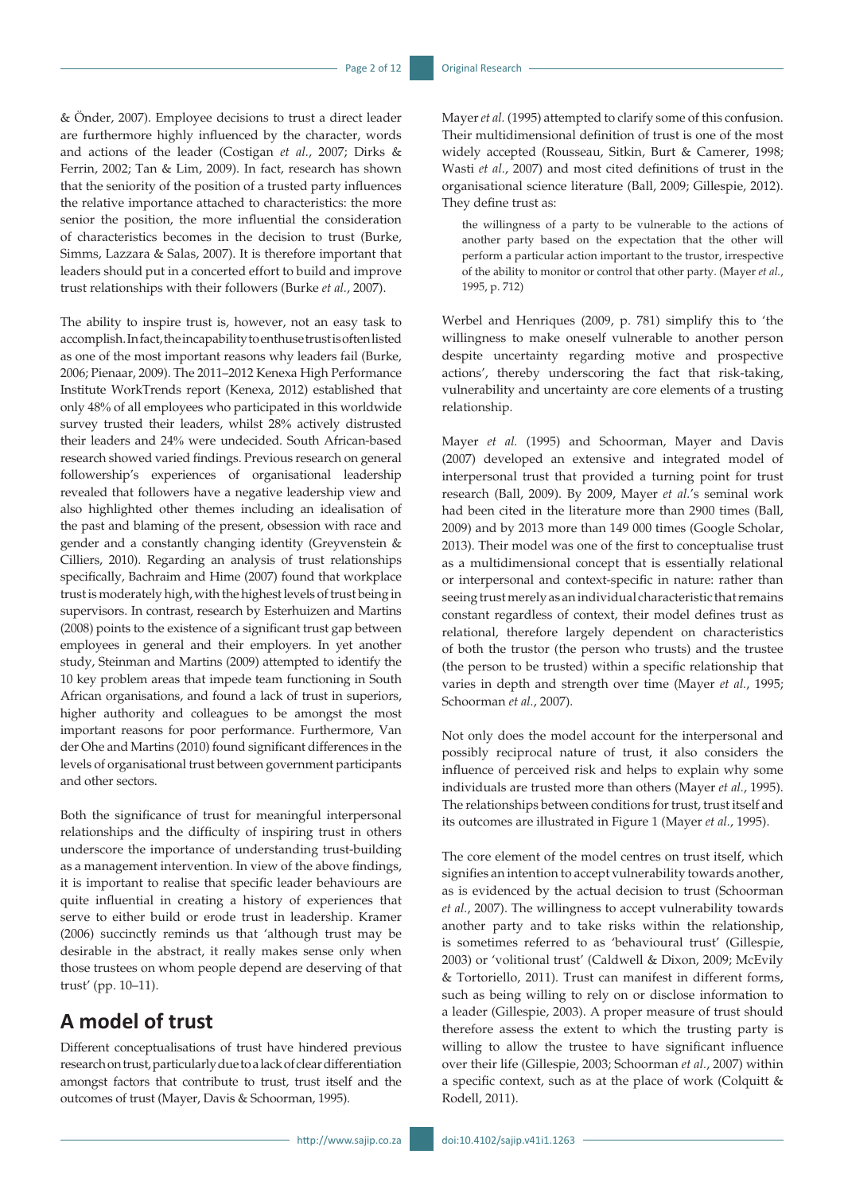& Önder, 2007). Employee decisions to trust a direct leader are furthermore highly influenced by the character, words and actions of the leader (Costigan *et al.*, 2007; Dirks & Ferrin, 2002; Tan & Lim, 2009). In fact, research has shown that the seniority of the position of a trusted party influences the relative importance attached to characteristics: the more senior the position, the more influential the consideration of characteristics becomes in the decision to trust (Burke, Simms, Lazzara & Salas, 2007). It is therefore important that leaders should put in a concerted effort to build and improve trust relationships with their followers (Burke *et al.*, 2007).

The ability to inspire trust is, however, not an easy task to accomplish. In fact, the incapability to enthuse trust is often listed as one of the most important reasons why leaders fail (Burke, 2006; Pienaar, 2009). The 2011–2012 Kenexa High Performance Institute WorkTrends report (Kenexa, 2012) established that only 48% of all employees who participated in this worldwide survey trusted their leaders, whilst 28% actively distrusted their leaders and 24% were undecided. South African-based research showed varied findings. Previous research on general followership's experiences of organisational leadership revealed that followers have a negative leadership view and also highlighted other themes including an idealisation of the past and blaming of the present, obsession with race and gender and a constantly changing identity (Greyvenstein & Cilliers, 2010). Regarding an analysis of trust relationships specifically, Bachraim and Hime (2007) found that workplace trust is moderately high, with the highest levels of trust being in supervisors. In contrast, research by Esterhuizen and Martins (2008) points to the existence of a significant trust gap between employees in general and their employers. In yet another study, Steinman and Martins (2009) attempted to identify the 10 key problem areas that impede team functioning in South African organisations, and found a lack of trust in superiors, higher authority and colleagues to be amongst the most important reasons for poor performance. Furthermore, Van der Ohe and Martins (2010) found significant differences in the levels of organisational trust between government participants and other sectors.

Both the significance of trust for meaningful interpersonal relationships and the difficulty of inspiring trust in others underscore the importance of understanding trust-building as a management intervention. In view of the above findings, it is important to realise that specific leader behaviours are quite influential in creating a history of experiences that serve to either build or erode trust in leadership. Kramer (2006) succinctly reminds us that 'although trust may be desirable in the abstract, it really makes sense only when those trustees on whom people depend are deserving of that trust' (pp. 10–11).

## A model of trust

Different conceptualisations of trust have hindered previous research on trust, particularly due to a lack of clear differentiation amongst factors that contribute to trust, trust itself and the outcomes of trust (Mayer, Davis & Schoorman, 1995).

Mayer *et al.* (1995) attempted to clarify some of this confusion. Their multidimensional definition of trust is one of the most widely accepted (Rousseau, Sitkin, Burt & Camerer, 1998; Wasti *et al.*, 2007) and most cited definitions of trust in the organisational science literature (Ball, 2009; Gillespie, 2012). They define trust as:

> the willingness of a party to be vulnerable to the actions of another party based on the expectation that the other will perform a particular action important to the trustor, irrespective of the ability to monitor or control that other party. (Mayer *et al.*, 1995, p. 712)

Werbel and Henriques (2009, p. 781) simplify this to 'the willingness to make oneself vulnerable to another person despite uncertainty regarding motive and prospective actions', thereby underscoring the fact that risk-taking, vulnerability and uncertainty are core elements of a trusting relationship.

Mayer *et al.* (1995) and Schoorman, Mayer and Davis (2007) developed an extensive and integrated model of interpersonal trust that provided a turning point for trust research (Ball, 2009). By 2009, Mayer *et al.*'s seminal work had been cited in the literature more than 2900 times (Ball, 2009) and by 2013 more than 149 000 times (Google Scholar, 2013). Their model was one of the first to conceptualise trust as a multidimensional concept that is essentially relational or interpersonal and context-specific in nature: rather than seeing trust merely as an individual characteristic that remains constant regardless of context, their model defines trust as relational, therefore largely dependent on characteristics of both the trustor (the person who trusts) and the trustee (the person to be trusted) within a specific relationship that varies in depth and strength over time (Mayer *et al.*, 1995; Schoorman *et al.*, 2007).

Not only does the model account for the interpersonal and possibly reciprocal nature of trust, it also considers the influence of perceived risk and helps to explain why some individuals are trusted more than others (Mayer *et al.*, 1995). The relationships between conditions for trust, trust itself and its outcomes are illustrated in Figure 1 (Mayer *et al.*, 1995).

The core element of the model centres on trust itself, which signifies an intention to accept vulnerability towards another, as is evidenced by the actual decision to trust (Schoorman *et al.*, 2007). The willingness to accept vulnerability towards another party and to take risks within the relationship, is sometimes referred to as 'behavioural trust' (Gillespie, 2003) or 'volitional trust' (Caldwell & Dixon, 2009; McEvily & Tortoriello, 2011). Trust can manifest in different forms, such as being willing to rely on or disclose information to a leader (Gillespie, 2003). A proper measure of trust should therefore assess the extent to which the trusting party is willing to allow the trustee to have significant influence over their life (Gillespie, 2003; Schoorman *et al.*, 2007) within a specific context, such as at the place of work (Colquitt & Rodell, 2011).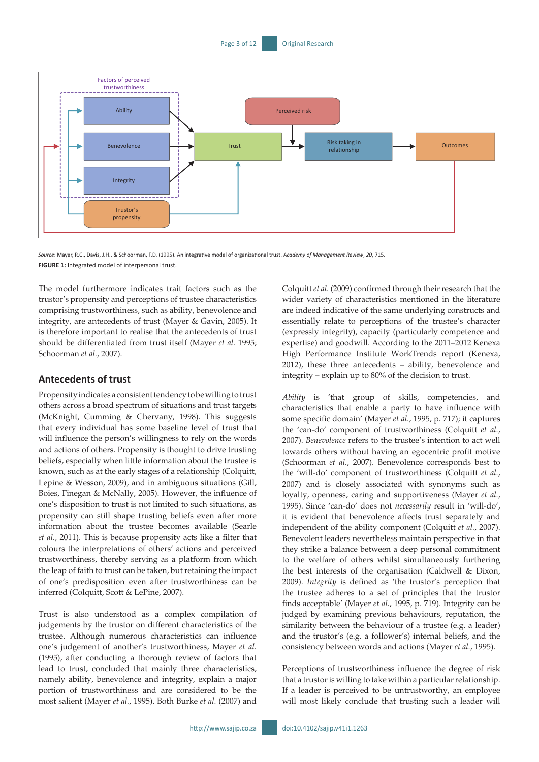*Source*: Mayer, R.C., Davis, J.H., & Schoorman, F.D. (1995). An integrative model of organizational trust. *Academy of Management Review*, *20*, 715.

**FIGURE 1:** Integrated model of interpersonal trust.

The model furthermore indicates trait factors such as the trustor's propensity and perceptions of trustee characteristics comprising trustworthiness, such as ability, benevolence and integrity, are antecedents of trust (Mayer & Gavin, 2005). It is therefore important to realise that the antecedents of trust should be differentiated from trust itself (Mayer *et al.* 1995; Schoorman *et al.*, 2007).

## Antecedents of trust

Propensity indicates a consistent tendency to be willing to trust others across a broad spectrum of situations and trust targets (McKnight, Cumming & Chervany, 1998). This suggests that every individual has some baseline level of trust that will influence the person's willingness to rely on the words and actions of others. Propensity is thought to drive trusting beliefs, especially when little information about the trustee is known, such as at the early stages of a relationship (Colquitt, Lepine & Wesson, 2009), and in ambiguous situations (Gill, Boies, Finegan & McNally, 2005). However, the influence of one's disposition to trust is not limited to such situations, as propensity can still shape trusting beliefs even after more information about the trustee becomes available (Searle *et al.*, 2011). This is because propensity acts like a filter that colours the interpretations of others' actions and perceived trustworthiness, thereby serving as a platform from which the leap of faith to trust can be taken, but retaining the impact of one's predisposition even after trustworthiness can be inferred (Colquitt, Scott & LePine, 2007).

Trust is also understood as a complex compilation of judgements by the trustor on different characteristics of the trustee. Although numerous characteristics can influence one's judgement of another's trustworthiness, Mayer *et al.* (1995), after conducting a thorough review of factors that lead to trust, concluded that mainly three characteristics, namely ability, benevolence and integrity, explain a major portion of trustworthiness and are considered to be the most salient (Mayer *et al.*, 1995). Both Burke *et al.* (2007) and Colquitt *et al.* (2009) confirmed through their research that the wider variety of characteristics mentioned in the literature are indeed indicative of the same underlying constructs and essentially relate to perceptions of the trustee's character (expressly integrity), capacity (particularly competence and expertise) and goodwill. According to the 2011–2012 Kenexa High Performance Institute WorkTrends report (Kenexa, 2012), these three antecedents – ability, benevolence and integrity – explain up to 80% of the decision to trust.

*Ability* is 'that group of skills, competencies, and characteristics that enable a party to have influence with some specific domain' (Mayer *et al.*, 1995, p. 717); it captures the 'can-do' component of trustworthiness (Colquitt *et al.*, 2007). *Benevolence* refers to the trustee's intention to act well towards others without having an egocentric profit motive (Schoorman *et al.*, 2007). Benevolence corresponds best to the 'will-do' component of trustworthiness (Colquitt *et al.*, 2007) and is closely associated with synonyms such as loyalty, openness, caring and supportiveness (Mayer *et al.*, 1995). Since 'can-do' does not *necessarily* result in 'will-do', it is evident that benevolence affects trust separately and independent of the ability component (Colquitt *et al.*, 2007). Benevolent leaders nevertheless maintain perspective in that they strike a balance between a deep personal commitment to the welfare of others whilst simultaneously furthering the best interests of the organisation (Caldwell & Dixon, 2009). *Integrity* is defined as 'the trustor's perception that the trustee adheres to a set of principles that the trustor finds acceptable' (Mayer *et al.*, 1995, p. 719). Integrity can be judged by examining previous behaviours, reputation, the similarity between the behaviour of a trustee (e.g. a leader) and the trustor's (e.g. a follower's) internal beliefs, and the consistency between words and actions (Mayer *et al.*, 1995).

Perceptions of trustworthiness influence the degree of risk that a trustor is willing to take within a particular relationship. If a leader is perceived to be untrustworthy, an employee will most likely conclude that trusting such a leader will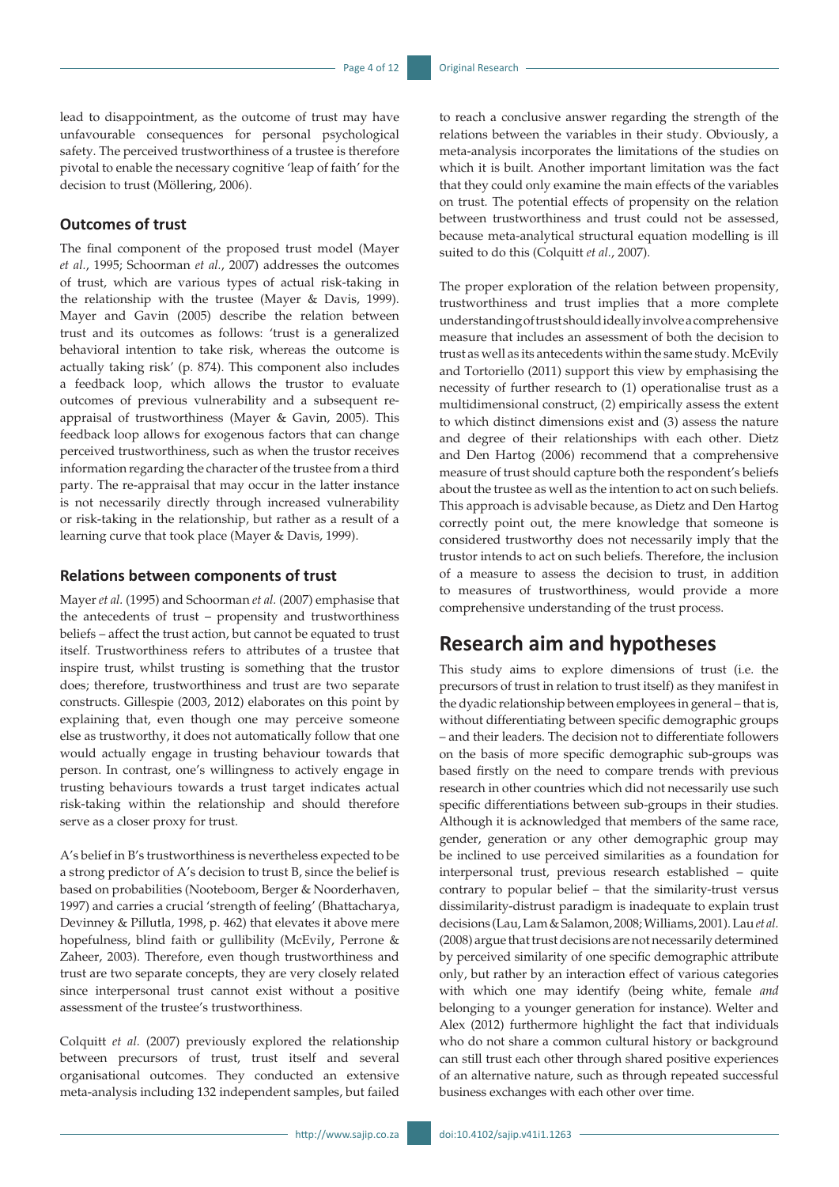lead to disappointment, as the outcome of trust may have unfavourable consequences for personal psychological safety. The perceived trustworthiness of a trustee is therefore pivotal to enable the necessary cognitive 'leap of faith' for the decision to trust (Möllering, 2006).

### Outcomes of trust

The final component of the proposed trust model (Mayer *et al.*, 1995; Schoorman *et al.*, 2007) addresses the outcomes of trust, which are various types of actual risk-taking in the relationship with the trustee (Mayer & Davis, 1999). Mayer and Gavin (2005) describe the relation between trust and its outcomes as follows: 'trust is a generalized behavioral intention to take risk, whereas the outcome is actually taking risk' (p. 874). This component also includes a feedback loop, which allows the trustor to evaluate outcomes of previous vulnerability and a subsequent re-appraisal of trustworthiness (Mayer & Gavin, 2005). This feedback loop allows for exogenous factors that can change perceived trustworthiness, such as when the trustor receives information regarding the character of the trustee from a third party. The re-appraisal that may occur in the latter instance is not necessarily directly through increased vulnerability or risk-taking in the relationship, but rather as a result of a learning curve that took place (Mayer & Davis, 1999).

### Relations between components of trust

Mayer *et al.* (1995) and Schoorman *et al.* (2007) emphasise that the antecedents of trust – propensity and trustworthiness beliefs – affect the trust action, but cannot be equated to trust itself. Trustworthiness refers to attributes of a trustee that inspire trust, whilst trusting is something that the trustor does; therefore, trustworthiness and trust are two separate constructs. Gillespie (2003, 2012) elaborates on this point by explaining that, even though one may perceive someone else as trustworthy, it does not automatically follow that one would actually engage in trusting behaviour towards that person. In contrast, one's willingness to actively engage in trusting behaviours towards a trust target indicates actual risk-taking within the relationship and should therefore serve as a closer proxy for trust.

A's belief in B's trustworthiness is nevertheless expected to be a strong predictor of A's decision to trust B, since the belief is based on probabilities (Nooteboom, Berger & Noorderhaven, 1997) and carries a crucial 'strength of feeling' (Bhattacharya, Devinney & Pillutla, 1998, p. 462) that elevates it above mere hopefulness, blind faith or gullibility (McEvily, Perrone & Zaheer, 2003). Therefore, even though trustworthiness and trust are two separate concepts, they are very closely related since interpersonal trust cannot exist without a positive assessment of the trustee's trustworthiness.

Colquitt *et al.* (2007) previously explored the relationship between precursors of trust, trust itself and several organisational outcomes. They conducted an extensive meta-analysis including 132 independent samples, but failed to reach a conclusive answer regarding the strength of the relations between the variables in their study. Obviously, a meta-analysis incorporates the limitations of the studies on which it is built. Another important limitation was the fact that they could only examine the main effects of the variables on trust. The potential effects of propensity on the relation between trustworthiness and trust could not be assessed, because meta-analytical structural equation modelling is ill suited to do this (Colquitt *et al.*, 2007).

The proper exploration of the relation between propensity, trustworthiness and trust implies that a more complete understanding of trust should ideally involve a comprehensive measure that includes an assessment of both the decision to trust as well as its antecedents within the same study. McEvily and Tortoriello (2011) support this view by emphasising the necessity of further research to (1) operationalise trust as a multidimensional construct, (2) empirically assess the extent to which distinct dimensions exist and (3) assess the nature and degree of their relationships with each other. Dietz and Den Hartog (2006) recommend that a comprehensive measure of trust should capture both the respondent's beliefs about the trustee as well as the intention to act on such beliefs. This approach is advisable because, as Dietz and Den Hartog correctly point out, the mere knowledge that someone is considered trustworthy does not necessarily imply that the trustor intends to act on such beliefs. Therefore, the inclusion of a measure to assess the decision to trust, in addition to measures of trustworthiness, would provide a more comprehensive understanding of the trust process.

## Research aim and hypotheses

This study aims to explore dimensions of trust (i.e. the precursors of trust in relation to trust itself) as they manifest in the dyadic relationship between employees in general – that is, without differentiating between specific demographic groups – and their leaders. The decision not to differentiate followers on the basis of more specific demographic sub-groups was based firstly on the need to compare trends with previous research in other countries which did not necessarily use such specific differentiations between sub-groups in their studies. Although it is acknowledged that members of the same race, gender, generation or any other demographic group may be inclined to use perceived similarities as a foundation for interpersonal trust, previous research established – quite contrary to popular belief – that the similarity-trust versus dissimilarity-distrust paradigm is inadequate to explain trust decisions (Lau, Lam & Salamon, 2008; Williams, 2001). Lau *et al.* (2008) argue that trust decisions are not necessarily determined by perceived similarity of one specific demographic attribute only, but rather by an interaction effect of various categories with which one may identify (being white, female *and* belonging to a younger generation for instance). Welter and Alex (2012) furthermore highlight the fact that individuals who do not share a common cultural history or background can still trust each other through shared positive experiences of an alternative nature, such as through repeated successful business exchanges with each other over time.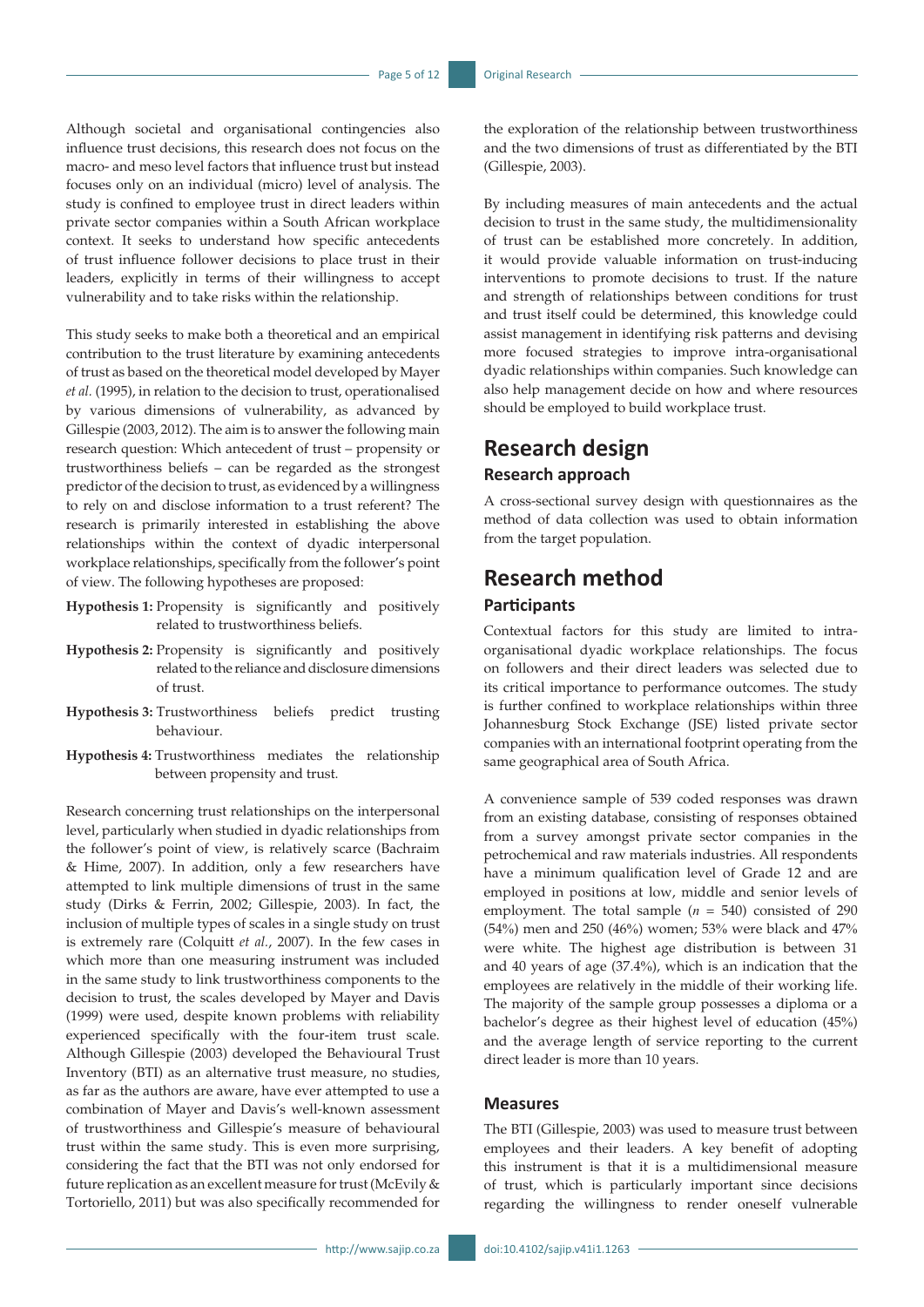Although societal and organisational contingencies also influence trust decisions, this research does not focus on the macro- and meso level factors that influence trust but instead focuses only on an individual (micro) level of analysis. The study is confined to employee trust in direct leaders within private sector companies within a South African workplace context. It seeks to understand how specific antecedents of trust influence follower decisions to place trust in their leaders, explicitly in terms of their willingness to accept vulnerability and to take risks within the relationship.

This study seeks to make both a theoretical and an empirical contribution to the trust literature by examining antecedents of trust as based on the theoretical model developed by Mayer *et al.* (1995), in relation to the decision to trust, operationalised by various dimensions of vulnerability, as advanced by Gillespie (2003, 2012). The aim is to answer the following main research question: Which antecedent of trust – propensity or trustworthiness beliefs – can be regarded as the strongest predictor of the decision to trust, as evidenced by a willingness to rely on and disclose information to a trust referent? The research is primarily interested in establishing the above relationships within the context of dyadic interpersonal workplace relationships, specifically from the follower's point of view. The following hypotheses are proposed:

**Hypothesis 1:** Propensity is significantly and positively related to trustworthiness beliefs.

**Hypothesis 2:** Propensity is significantly and positively related to the reliance and disclosure dimensions of trust.

**Hypothesis 3:** Trustworthiness beliefs predict trusting behaviour.

**Hypothesis 4:** Trustworthiness mediates the relationship between propensity and trust.

Research concerning trust relationships on the interpersonal level, particularly when studied in dyadic relationships from the follower's point of view, is relatively scarce (Bachraim & Hime, 2007). In addition, only a few researchers have attempted to link multiple dimensions of trust in the same study (Dirks & Ferrin, 2002; Gillespie, 2003). In fact, the inclusion of multiple types of scales in a single study on trust is extremely rare (Colquitt *et al.*, 2007). In the few cases in which more than one measuring instrument was included in the same study to link trustworthiness components to the decision to trust, the scales developed by Mayer and Davis (1999) were used, despite known problems with reliability experienced specifically with the four-item trust scale. Although Gillespie (2003) developed the Behavioural Trust Inventory (BTI) as an alternative trust measure, no studies, as far as the authors are aware, have ever attempted to use a combination of Mayer and Davis's well-known assessment of trustworthiness and Gillespie's measure of behavioural trust within the same study. This is even more surprising, considering the fact that the BTI was not only endorsed for future replication as an excellent measure for trust (McEvily & Tortoriello, 2011) but was also specifically recommended for the exploration of the relationship between trustworthiness and the two dimensions of trust as differentiated by the BTI (Gillespie, 2003).

By including measures of main antecedents and the actual decision to trust in the same study, the multidimensionality of trust can be established more concretely. In addition, it would provide valuable information on trust-inducing interventions to promote decisions to trust. If the nature and strength of relationships between conditions for trust and trust itself could be determined, this knowledge could assist management in identifying risk patterns and devising more focused strategies to improve intra-organisational dyadic relationships within companies. Such knowledge can also help management decide on how and where resources should be employed to build workplace trust.

# Research design

## Research approach

A cross-sectional survey design with questionnaires as the method of data collection was used to obtain information from the target population.

# Research method

## Participants

Contextual factors for this study are limited to intra-organisational dyadic workplace relationships. The focus on followers and their direct leaders was selected due to its critical importance to performance outcomes. The study is further confined to workplace relationships within three Johannesburg Stock Exchange (JSE) listed private sector companies with an international footprint operating from the same geographical area of South Africa.

A convenience sample of 539 coded responses was drawn from an existing database, consisting of responses obtained from a survey amongst private sector companies in the petrochemical and raw materials industries. All respondents have a minimum qualification level of Grade 12 and are employed in positions at low, middle and senior levels of employment. The total sample ($n$ = 540) consisted of 290 (54%) men and 250 (46%) women; 53% were black and 47% were white. The highest age distribution is between 31 and 40 years of age (37.4%), which is an indication that the employees are relatively in the middle of their working life. The majority of the sample group possesses a diploma or a bachelor's degree as their highest level of education (45%) and the average length of service reporting to the current direct leader is more than 10 years.

## Measures

The BTI (Gillespie, 2003) was used to measure trust between employees and their leaders. A key benefit of adopting this instrument is that it is a multidimensional measure of trust, which is particularly important since decisions regarding the willingness to render oneself vulnerable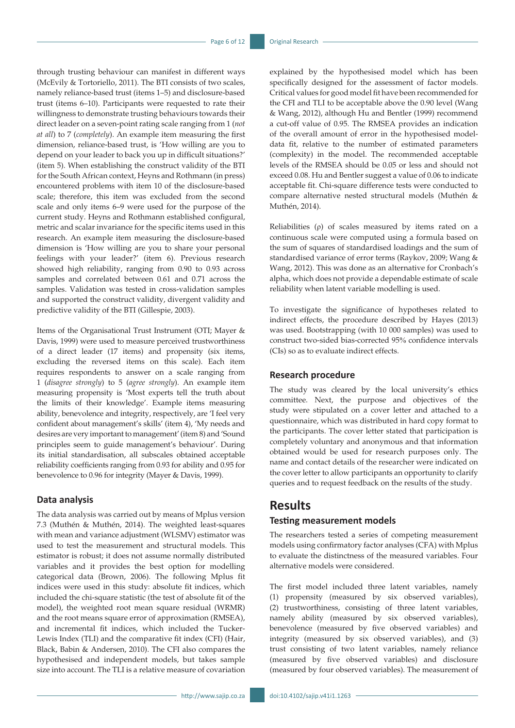through trusting behaviour can manifest in different ways (McEvily & Tortoriello, 2011). The BTI consists of two scales, namely reliance-based trust (items 1–5) and disclosure-based trust (items 6–10). Participants were requested to rate their willingness to demonstrate trusting behaviours towards their direct leader on a seven-point rating scale ranging from 1 (*not at all*) to 7 (*completely*). An example item measuring the first dimension, reliance-based trust, is 'How willing are you to depend on your leader to back you up in difficult situations?' (item 5). When establishing the construct validity of the BTI for the South African context, Heyns and Rothmann (in press) encountered problems with item 10 of the disclosure-based scale; therefore, this item was excluded from the second scale and only items 6–9 were used for the purpose of the current study. Heyns and Rothmann established configural, metric and scalar invariance for the specific items used in this research. An example item measuring the disclosure-based dimension is 'How willing are you to share your personal feelings with your leader?' (item 6). Previous research showed high reliability, ranging from 0.90 to 0.93 across samples and correlated between 0.61 and 0.71 across the samples. Validation was tested in cross-validation samples and supported the construct validity, divergent validity and predictive validity of the BTI (Gillespie, 2003).

Items of the Organisational Trust Instrument (OTI; Mayer & Davis, 1999) were used to measure perceived trustworthiness of a direct leader (17 items) and propensity (six items, excluding the reversed items on this scale). Each item requires respondents to answer on a scale ranging from 1 (*disagree strongly*) to 5 (*agree strongly*). An example item measuring propensity is 'Most experts tell the truth about the limits of their knowledge'. Example items measuring ability, benevolence and integrity, respectively, are 'I feel very confident about management's skills' (item 4), 'My needs and desires are very important to management' (item 8) and 'Sound principles seem to guide management's behaviour'. During its initial standardisation, all subscales obtained acceptable reliability coefficients ranging from 0.93 for ability and 0.95 for benevolence to 0.96 for integrity (Mayer & Davis, 1999).

### Data analysis

The data analysis was carried out by means of Mplus version 7.3 (Muthén & Muthén, 2014). The weighted least-squares with mean and variance adjustment (WLSMV) estimator was used to test the measurement and structural models. This estimator is robust; it does not assume normally distributed variables and it provides the best option for modelling categorical data (Brown, 2006). The following Mplus fit indices were used in this study: absolute fit indices, which included the chi-square statistic (the test of absolute fit of the model), the weighted root mean square residual (WRMR) and the root means square error of approximation (RMSEA), and incremental fit indices, which included the Tucker-Lewis Index (TLI) and the comparative fit index (CFI) (Hair, Black, Babin & Andersen, 2010). The CFI also compares the hypothesised and independent models, but takes sample size into account. The TLI is a relative measure of covariation explained by the hypothesised model which has been specifically designed for the assessment of factor models. Critical values for good model fit have been recommended for the CFI and TLI to be acceptable above the 0.90 level (Wang & Wang, 2012), although Hu and Bentler (1999) recommend a cut-off value of 0.95. The RMSEA provides an indication of the overall amount of error in the hypothesised model-data fit, relative to the number of estimated parameters (complexity) in the model. The recommended acceptable levels of the RMSEA should be 0.05 or less and should not exceed 0.08. Hu and Bentler suggest a value of 0.06 to indicate acceptable fit. Chi-square difference tests were conducted to compare alternative nested structural models (Muthén & Muthén, 2014).

Reliabilities ($\rho$) of scales measured by items rated on a continuous scale were computed using a formula based on the sum of squares of standardised loadings and the sum of standardised variance of error terms (Raykov, 2009; Wang & Wang, 2012). This was done as an alternative for Cronbach's alpha, which does not provide a dependable estimate of scale reliability when latent variable modelling is used.

To investigate the significance of hypotheses related to indirect effects, the procedure described by Hayes (2013) was used. Bootstrapping (with 10 000 samples) was used to construct two-sided bias-corrected 95% confidence intervals (CIs) so as to evaluate indirect effects.

### Research procedure

The study was cleared by the local university's ethics committee. Next, the purpose and objectives of the study were stipulated on a cover letter and attached to a questionnaire, which was distributed in hard copy format to the participants. The cover letter stated that participation is completely voluntary and anonymous and that information obtained would be used for research purposes only. The name and contact details of the researcher were indicated on the cover letter to allow participants an opportunity to clarify queries and to request feedback on the results of the study.

## Results

### Testing measurement models

The researchers tested a series of competing measurement models using confirmatory factor analyses (CFA) with Mplus to evaluate the distinctness of the measured variables. Four alternative models were considered.

The first model included three latent variables, namely (1) propensity (measured by six observed variables), (2) trustworthiness, consisting of three latent variables, namely ability (measured by six observed variables), benevolence (measured by five observed variables) and integrity (measured by six observed variables), and (3) trust consisting of two latent variables, namely reliance (measured by five observed variables) and disclosure (measured by four observed variables). The measurement of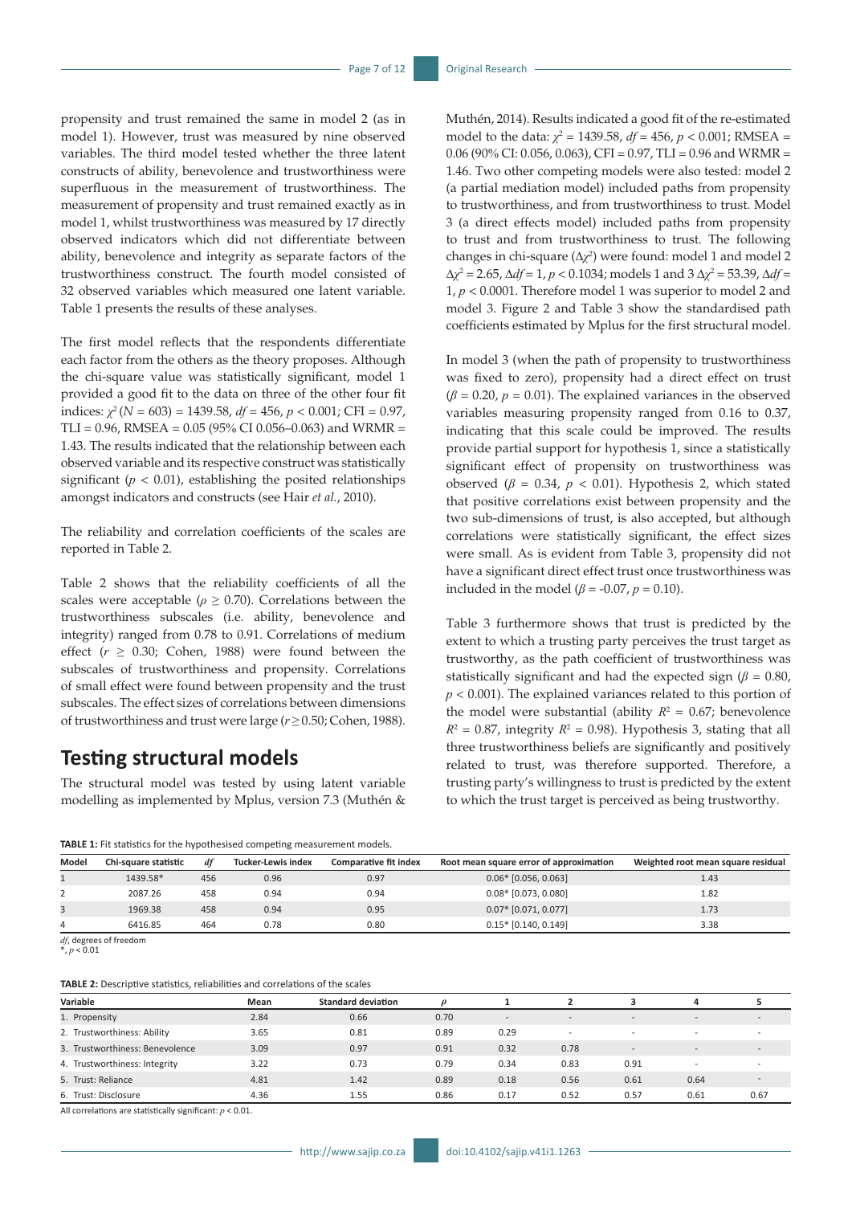propensity and trust remained the same in model 2 (as in model 1). However, trust was measured by nine observed variables. The third model tested whether the three latent constructs of ability, benevolence and trustworthiness were superfluous in the measurement of trustworthiness. The measurement of propensity and trust remained exactly as in model 1, whilst trustworthiness was measured by 17 directly observed indicators which did not differentiate between ability, benevolence and integrity as separate factors of the trustworthiness construct. The fourth model consisted of 32 observed variables which measured one latent variable. Table 1 presents the results of these analyses.

The first model reflects that the respondents differentiate each factor from the others as the theory proposes. Although the chi-square value was statistically significant, model 1 provided a good fit to the data on three of the other four fit indices: $\chi^2$ ($N$ = 603) = 1439.58, $df$ = 456, $p < 0.001$; CFI = 0.97, TLI = 0.96, RMSEA = 0.05 (95% CI 0.056–0.063) and WRMR = 1.43. The results indicated that the relationship between each observed variable and its respective construct was statistically significant ($p < 0.01$), establishing the posited relationships amongst indicators and constructs (see Hair *et al.*, 2010).

The reliability and correlation coefficients of the scales are reported in Table 2.

Table 2 shows that the reliability coefficients of all the scales were acceptable ($\rho \geq 0.70$). Correlations between the trustworthiness subscales (i.e. ability, benevolence and integrity) ranged from 0.78 to 0.91. Correlations of medium effect ($r \geq 0.30$; Cohen, 1988) were found between the subscales of trustworthiness and propensity. Correlations of small effect were found between propensity and the trust subscales. The effect sizes of correlations between dimensions of trustworthiness and trust were large ($r \geq 0.50$; Cohen, 1988).

## Testing structural models

The structural model was tested by using latent variable modelling as implemented by Mplus, version 7.3 (Muthén & Muthén, 2014). Results indicated a good fit of the re-estimated model to the data: $\chi^2$ = 1439.58, $df$ = 456, $p < 0.001$; RMSEA = 0.06 (90% CI: 0.056, 0.063), CFI = 0.97, TLI = 0.96 and WRMR = 1.46. Two other competing models were also tested: model 2 (a partial mediation model) included paths from propensity to trustworthiness, and from trustworthiness to trust. Model 3 (a direct effects model) included paths from propensity to trust and from trustworthiness to trust. The following changes in chi-square ($\Delta\chi^2$) were found: model 1 and model 2 $\Delta\chi^2$ = 2.65, $\Delta df$ = 1, $p < 0.1034$; models 1 and 3 $\Delta\chi^2$ = 53.39, $\Delta df$ = 1, $p < 0.0001$. Therefore model 1 was superior to model 2 and model 3. Figure 2 and Table 3 show the standardised path coefficients estimated by Mplus for the first structural model.

In model 3 (when the path of propensity to trustworthiness was fixed to zero), propensity had a direct effect on trust ($\beta$ = 0.20, $p$ = 0.01). The explained variances in the observed variables measuring propensity ranged from 0.16 to 0.37, indicating that this scale could be improved. The results provide partial support for hypothesis 1, since a statistically significant effect of propensity on trustworthiness was observed ($\beta$ = 0.34, $p < 0.01$). Hypothesis 2, which stated that positive correlations exist between propensity and the two sub-dimensions of trust, is also accepted, but although correlations were statistically significant, the effect sizes were small. As is evident from Table 3, propensity did not have a significant direct effect trust once trustworthiness was included in the model ($\beta$ = -0.07, $p$ = 0.10).

Table 3 furthermore shows that trust is predicted by the extent to which a trusting party perceives the trust target as trustworthy, as the path coefficient of trustworthiness was statistically significant and had the expected sign ($\beta$ = 0.80, $p < 0.001$). The explained variances related to this portion of the model were substantial (ability $R^2$ = 0.67; benevolence $R^2$ = 0.87, integrity $R^2$ = 0.98). Hypothesis 3, stating that all three trustworthiness beliefs are significantly and positively related to trust, was therefore supported. Therefore, a trusting party's willingness to trust is predicted by the extent to which the trust target is perceived as being trustworthy.

**TABLE 1:** Fit statistics for the hypothesised competing measurement models.

| Model | Chi-square statistic | $df$ | Tucker-Lewis index | Comparative fit index | Root mean square error of approximation | Weighted root mean square residual |
|---|---|---|---|---|---|---|
| 1 | 1439.58* | 456 | 0.96 | 0.97 | 0.06* [0.056, 0.063] | 1.43 |
| 2 | 2087.26 | 458 | 0.94 | 0.94 | 0.08* [0.073, 0.080] | 1.82 |
| 3 | 1969.38 | 458 | 0.94 | 0.95 | 0.07* [0.071, 0.077] | 1.73 |
| 4 | 6416.85 | 464 | 0.78 | 0.80 | 0.15* [0.140, 0.149] | 3.38 |

$df$, degrees of freedom
*, $p < 0.01$

**TABLE 2:** Descriptive statistics, reliabilities and correlations of the scales

| Variable | Mean | Standard deviation | $\rho$ | 1 | 2 | 3 | 4 | 5 |
|---|---|---|---|---|---|---|---|---|
| 1. Propensity | 2.84 | 0.66 | 0.70 | - | - | - | - | - |
| 2. Trustworthiness: Ability | 3.65 | 0.81 | 0.89 | 0.29 | - | - | - | - |
| 3. Trustworthiness: Benevolence | 3.09 | 0.97 | 0.91 | 0.32 | 0.78 | - | - | - |
| 4. Trustworthiness: Integrity | 3.22 | 0.73 | 0.79 | 0.34 | 0.83 | 0.91 | - | - |
| 5. Trust: Reliance | 4.81 | 1.42 | 0.89 | 0.18 | 0.56 | 0.61 | 0.64 | - |
| 6. Trust: Disclosure | 4.36 | 1.55 | 0.86 | 0.17 | 0.52 | 0.57 | 0.61 | 0.67 |

All correlations are statistically significant: $p < 0.01$.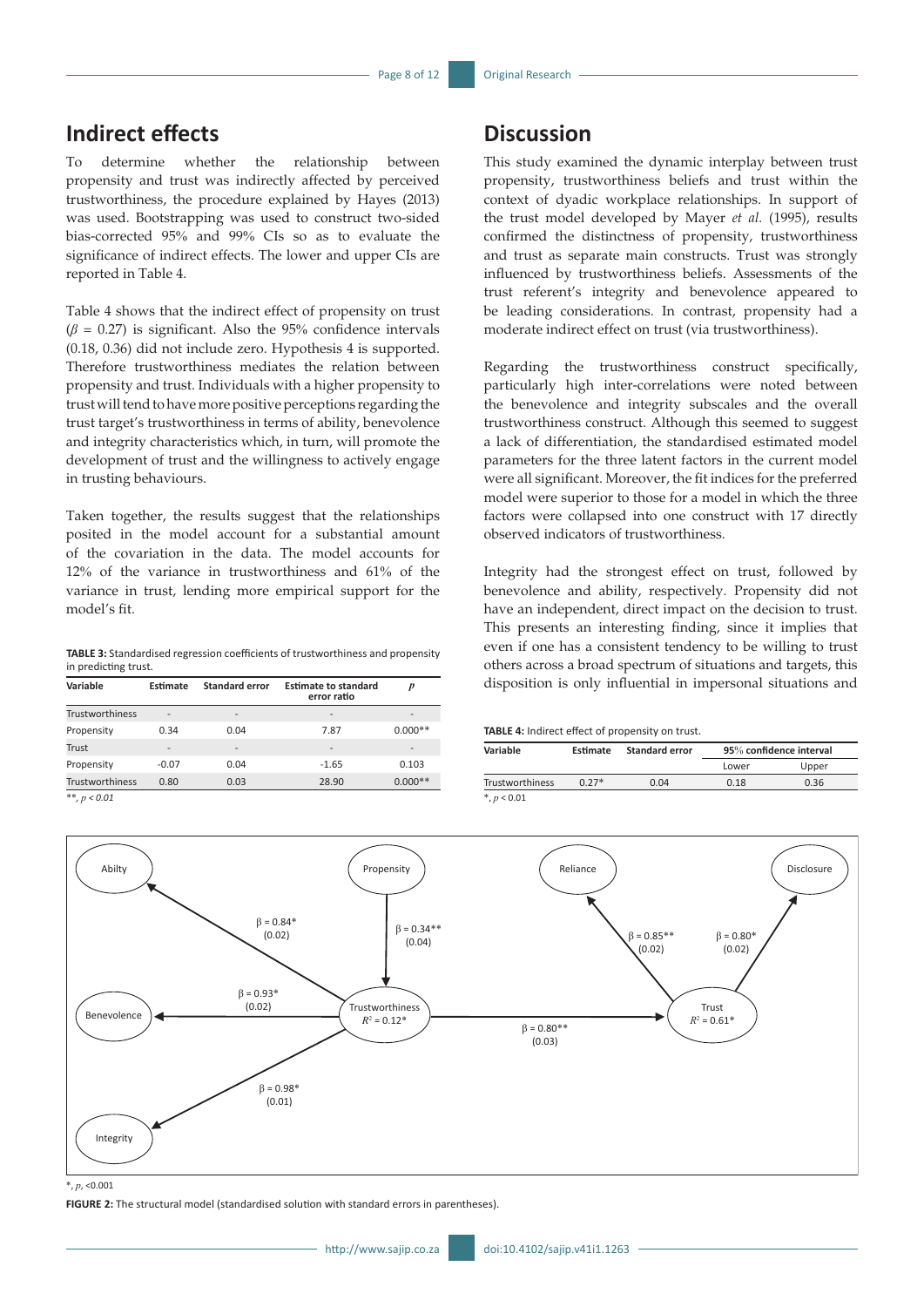## Indirect effects

To determine whether the relationship between propensity and trust was indirectly affected by perceived trustworthiness, the procedure explained by Hayes (2013) was used. Bootstrapping was used to construct two-sided bias-corrected 95% and 99% CIs so as to evaluate the significance of indirect effects. The lower and upper CIs are reported in Table 4.

Table 4 shows that the indirect effect of propensity on trust ($\beta$ = 0.27) is significant. Also the 95% confidence intervals (0.18, 0.36) did not include zero. Hypothesis 4 is supported. Therefore trustworthiness mediates the relation between propensity and trust. Individuals with a higher propensity to trust will tend to have more positive perceptions regarding the trust target's trustworthiness in terms of ability, benevolence and integrity characteristics which, in turn, will promote the development of trust and the willingness to actively engage in trusting behaviours.

Taken together, the results suggest that the relationships posited in the model account for a substantial amount of the covariation in the data. The model accounts for 12% of the variance in trustworthiness and 61% of the variance in trust, lending more empirical support for the model's fit.

**TABLE 3:** Standardised regression coefficients of trustworthiness and propensity in predicting trust.

| Variable | Estimate | Standard error | Estimate to standard error ratio | *p* |
|---|---|---|---|---|
| Trustworthiness | - | - | - | - |
| Propensity | 0.34 | 0.04 | 7.87 | 0.000** |
| Trust | - | - | - | - |
| Propensity | -0.07 | 0.04 | -1.65 | 0.103 |
| Trustworthiness | 0.80 | 0.03 | 28.90 | 0.000** |

**, $p < 0.01$

## Discussion

This study examined the dynamic interplay between trust propensity, trustworthiness beliefs and trust within the context of dyadic workplace relationships. In support of the trust model developed by Mayer *et al.* (1995), results confirmed the distinctness of propensity, trustworthiness and trust as separate main constructs. Trust was strongly influenced by trustworthiness beliefs. Assessments of the trust referent's integrity and benevolence appeared to be leading considerations. In contrast, propensity had a moderate indirect effect on trust (via trustworthiness).

Regarding the trustworthiness construct specifically, particularly high inter-correlations were noted between the benevolence and integrity subscales and the overall trustworthiness construct. Although this seemed to suggest a lack of differentiation, the standardised estimated model parameters for the three latent factors in the current model were all significant. Moreover, the fit indices for the preferred model were superior to those for a model in which the three factors were collapsed into one construct with 17 directly observed indicators of trustworthiness.

Integrity had the strongest effect on trust, followed by benevolence and ability, respectively. Propensity did not have an independent, direct impact on the decision to trust. This presents an interesting finding, since it implies that even if one has a consistent tendency to be willing to trust others across a broad spectrum of situations and targets, this disposition is only influential in impersonal situations and

**TABLE 4:** Indirect effect of propensity on trust.

| Variable | Estimate | Standard error | 95% confidence interval | |
|---|---|---|---|---|
| | | | Lower | Upper |
| Trustworthiness | 0.27* | 0.04 | 0.18 | 0.36 |

*, $p < 0.01$

*, $p$, <0.001

**FIGURE 2:** The structural model (standardised solution with standard errors in parentheses).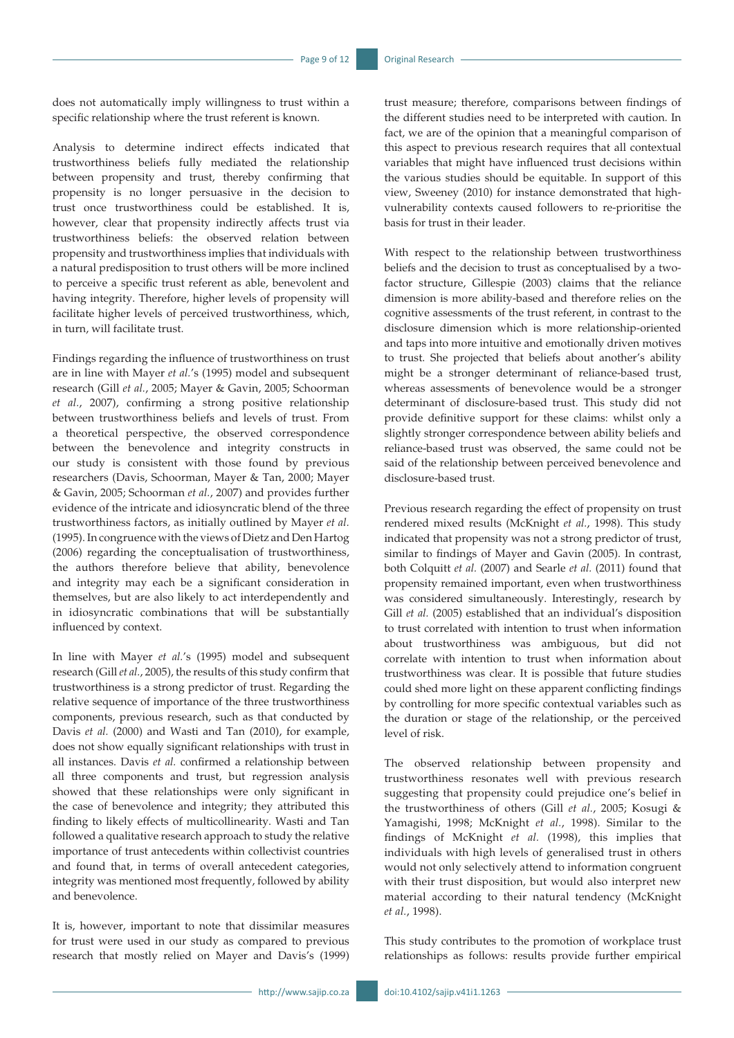does not automatically imply willingness to trust within a specific relationship where the trust referent is known.

Analysis to determine indirect effects indicated that trustworthiness beliefs fully mediated the relationship between propensity and trust, thereby confirming that propensity is no longer persuasive in the decision to trust once trustworthiness could be established. It is, however, clear that propensity indirectly affects trust via trustworthiness beliefs: the observed relation between propensity and trustworthiness implies that individuals with a natural predisposition to trust others will be more inclined to perceive a specific trust referent as able, benevolent and having integrity. Therefore, higher levels of propensity will facilitate higher levels of perceived trustworthiness, which, in turn, will facilitate trust.

Findings regarding the influence of trustworthiness on trust are in line with Mayer *et al.*'s (1995) model and subsequent research (Gill *et al.*, 2005; Mayer & Gavin, 2005; Schoorman *et al.*, 2007), confirming a strong positive relationship between trustworthiness beliefs and levels of trust. From a theoretical perspective, the observed correspondence between the benevolence and integrity constructs in our study is consistent with those found by previous researchers (Davis, Schoorman, Mayer & Tan, 2000; Mayer & Gavin, 2005; Schoorman *et al.*, 2007) and provides further evidence of the intricate and idiosyncratic blend of the three trustworthiness factors, as initially outlined by Mayer *et al.* (1995). In congruence with the views of Dietz and Den Hartog (2006) regarding the conceptualisation of trustworthiness, the authors therefore believe that ability, benevolence and integrity may each be a significant consideration in themselves, but are also likely to act interdependently and in idiosyncratic combinations that will be substantially influenced by context.

In line with Mayer *et al.*'s (1995) model and subsequent research (Gill *et al.*, 2005), the results of this study confirm that trustworthiness is a strong predictor of trust. Regarding the relative sequence of importance of the three trustworthiness components, previous research, such as that conducted by Davis *et al.* (2000) and Wasti and Tan (2010), for example, does not show equally significant relationships with trust in all instances. Davis *et al.* confirmed a relationship between all three components and trust, but regression analysis showed that these relationships were only significant in the case of benevolence and integrity; they attributed this finding to likely effects of multicollinearity. Wasti and Tan followed a qualitative research approach to study the relative importance of trust antecedents within collectivist countries and found that, in terms of overall antecedent categories, integrity was mentioned most frequently, followed by ability and benevolence.

It is, however, important to note that dissimilar measures for trust were used in our study as compared to previous research that mostly relied on Mayer and Davis's (1999) trust measure; therefore, comparisons between findings of the different studies need to be interpreted with caution. In fact, we are of the opinion that a meaningful comparison of this aspect to previous research requires that all contextual variables that might have influenced trust decisions within the various studies should be equitable. In support of this view, Sweeney (2010) for instance demonstrated that high-vulnerability contexts caused followers to re-prioritise the basis for trust in their leader.

With respect to the relationship between trustworthiness beliefs and the decision to trust as conceptualised by a two-factor structure, Gillespie (2003) claims that the reliance dimension is more ability-based and therefore relies on the cognitive assessments of the trust referent, in contrast to the disclosure dimension which is more relationship-oriented and taps into more intuitive and emotionally driven motives to trust. She projected that beliefs about another's ability might be a stronger determinant of reliance-based trust, whereas assessments of benevolence would be a stronger determinant of disclosure-based trust. This study did not provide definitive support for these claims: whilst only a slightly stronger correspondence between ability beliefs and reliance-based trust was observed, the same could not be said of the relationship between perceived benevolence and disclosure-based trust.

Previous research regarding the effect of propensity on trust rendered mixed results (McKnight *et al.*, 1998). This study indicated that propensity was not a strong predictor of trust, similar to findings of Mayer and Gavin (2005). In contrast, both Colquitt *et al.* (2007) and Searle *et al.* (2011) found that propensity remained important, even when trustworthiness was considered simultaneously. Interestingly, research by Gill *et al.* (2005) established that an individual's disposition to trust correlated with intention to trust when information about trustworthiness was ambiguous, but did not correlate with intention to trust when information about trustworthiness was clear. It is possible that future studies could shed more light on these apparent conflicting findings by controlling for more specific contextual variables such as the duration or stage of the relationship, or the perceived level of risk.

The observed relationship between propensity and trustworthiness resonates well with previous research suggesting that propensity could prejudice one's belief in the trustworthiness of others (Gill *et al.*, 2005; Kosugi & Yamagishi, 1998; McKnight *et al.*, 1998). Similar to the findings of McKnight *et al.* (1998), this implies that individuals with high levels of generalised trust in others would not only selectively attend to information congruent with their trust disposition, but would also interpret new material according to their natural tendency (McKnight *et al.*, 1998).

This study contributes to the promotion of workplace trust relationships as follows: results provide further empirical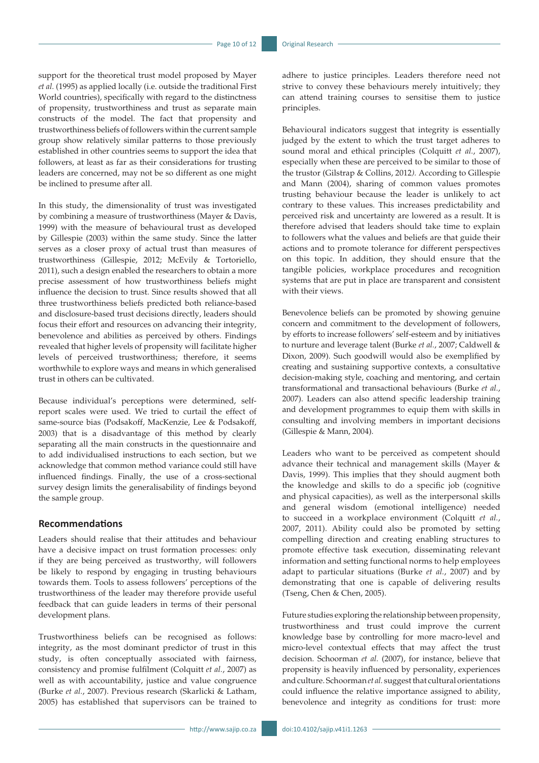support for the theoretical trust model proposed by Mayer *et al.* (1995) as applied locally (i.e. outside the traditional First World countries), specifically with regard to the distinctness of propensity, trustworthiness and trust as separate main constructs of the model. The fact that propensity and trustworthiness beliefs of followers within the current sample group show relatively similar patterns to those previously established in other countries seems to support the idea that followers, at least as far as their considerations for trusting leaders are concerned, may not be so different as one might be inclined to presume after all.

In this study, the dimensionality of trust was investigated by combining a measure of trustworthiness (Mayer & Davis, 1999) with the measure of behavioural trust as developed by Gillespie (2003) within the same study. Since the latter serves as a closer proxy of actual trust than measures of trustworthiness (Gillespie, 2012; McEvily & Tortoriello, 2011), such a design enabled the researchers to obtain a more precise assessment of how trustworthiness beliefs might influence the decision to trust. Since results showed that all three trustworthiness beliefs predicted both reliance-based and disclosure-based trust decisions directly, leaders should focus their effort and resources on advancing their integrity, benevolence and abilities as perceived by others. Findings revealed that higher levels of propensity will facilitate higher levels of perceived trustworthiness; therefore, it seems worthwhile to explore ways and means in which generalised trust in others can be cultivated.

Because individual's perceptions were determined, self-report scales were used. We tried to curtail the effect of same-source bias (Podsakoff, MacKenzie, Lee & Podsakoff, 2003) that is a disadvantage of this method by clearly separating all the main constructs in the questionnaire and to add individualised instructions to each section, but we acknowledge that common method variance could still have influenced findings. Finally, the use of a cross-sectional survey design limits the generalisability of findings beyond the sample group.

## Recommendations

Leaders should realise that their attitudes and behaviour have a decisive impact on trust formation processes: only if they are being perceived as trustworthy, will followers be likely to respond by engaging in trusting behaviours towards them. Tools to assess followers' perceptions of the trustworthiness of the leader may therefore provide useful feedback that can guide leaders in terms of their personal development plans.

Trustworthiness beliefs can be recognised as follows: integrity, as the most dominant predictor of trust in this study, is often conceptually associated with fairness, consistency and promise fulfilment (Colquitt *et al.*, 2007) as well as with accountability, justice and value congruence (Burke *et al.*, 2007). Previous research (Skarlicki & Latham, 2005) has established that supervisors can be trained to adhere to justice principles. Leaders therefore need not strive to convey these behaviours merely intuitively; they can attend training courses to sensitise them to justice principles.

Behavioural indicators suggest that integrity is essentially judged by the extent to which the trust target adheres to sound moral and ethical principles (Colquitt *et al.*, 2007), especially when these are perceived to be similar to those of the trustor (Gilstrap & Collins, 2012*).* According to Gillespie and Mann (2004), sharing of common values promotes trusting behaviour because the leader is unlikely to act contrary to these values. This increases predictability and perceived risk and uncertainty are lowered as a result. It is therefore advised that leaders should take time to explain to followers what the values and beliefs are that guide their actions and to promote tolerance for different perspectives on this topic. In addition, they should ensure that the tangible policies, workplace procedures and recognition systems that are put in place are transparent and consistent with their views.

Benevolence beliefs can be promoted by showing genuine concern and commitment to the development of followers, by efforts to increase followers' self-esteem and by initiatives to nurture and leverage talent (Burke *et al.*, 2007; Caldwell & Dixon, 2009). Such goodwill would also be exemplified by creating and sustaining supportive contexts, a consultative decision-making style, coaching and mentoring, and certain transformational and transactional behaviours (Burke *et al.*, 2007). Leaders can also attend specific leadership training and development programmes to equip them with skills in consulting and involving members in important decisions (Gillespie & Mann, 2004).

Leaders who want to be perceived as competent should advance their technical and management skills (Mayer & Davis, 1999). This implies that they should augment both the knowledge and skills to do a specific job (cognitive and physical capacities), as well as the interpersonal skills and general wisdom (emotional intelligence) needed to succeed in a workplace environment (Colquitt *et al.*, 2007, 2011). Ability could also be promoted by setting compelling direction and creating enabling structures to promote effective task execution, disseminating relevant information and setting functional norms to help employees adapt to particular situations (Burke *et al.*, 2007) and by demonstrating that one is capable of delivering results (Tseng, Chen & Chen, 2005).

Future studies exploring the relationship between propensity, trustworthiness and trust could improve the current knowledge base by controlling for more macro-level and micro-level contextual effects that may affect the trust decision. Schoorman *et al.* (2007), for instance, believe that propensity is heavily influenced by personality, experiences and culture. Schoorman *et al.* suggest that cultural orientations could influence the relative importance assigned to ability, benevolence and integrity as conditions for trust: more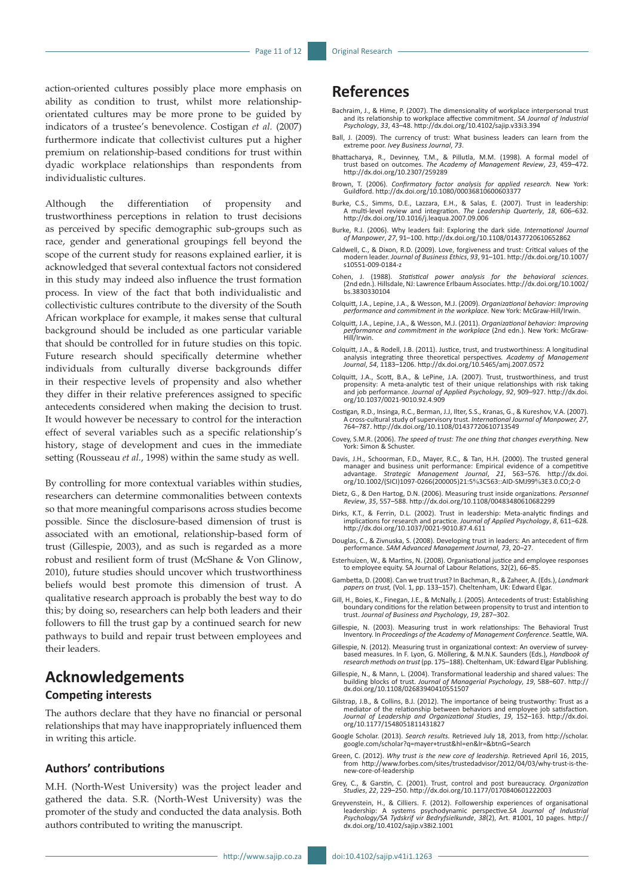action-oriented cultures possibly place more emphasis on ability as condition to trust, whilst more relationship-orientated cultures may be more prone to be guided by indicators of a trustee's benevolence. Costigan *et al.* (2007) furthermore indicate that collectivist cultures put a higher premium on relationship-based conditions for trust within dyadic workplace relationships than respondents from individualistic cultures.

Although the differentiation of propensity and trustworthiness perceptions in relation to trust decisions as perceived by specific demographic sub-groups such as race, gender and generational groupings fell beyond the scope of the current study for reasons explained earlier, it is acknowledged that several contextual factors not considered in this study may indeed also influence the trust formation process. In view of the fact that both individualistic and collectivistic cultures contribute to the diversity of the South African workplace for example, it makes sense that cultural background should be included as one particular variable that should be controlled for in future studies on this topic. Future research should specifically determine whether individuals from culturally diverse backgrounds differ in their respective levels of propensity and also whether they differ in their relative preferences assigned to specific antecedents considered when making the decision to trust. It would however be necessary to control for the interaction effect of several variables such as a specific relationship's history, stage of development and cues in the immediate setting (Rousseau *et al.*, 1998) within the same study as well.

By controlling for more contextual variables within studies, researchers can determine commonalities between contexts so that more meaningful comparisons across studies become possible. Since the disclosure-based dimension of trust is associated with an emotional, relationship-based form of trust (Gillespie, 2003), and as such is regarded as a more robust and resilient form of trust (McShane & Von Glinow, 2010), future studies should uncover which trustworthiness beliefs would best promote this dimension of trust. A qualitative research approach is probably the best way to do this; by doing so, researchers can help both leaders and their followers to fill the trust gap by a continued search for new pathways to build and repair trust between employees and their leaders.

# Acknowledgements

## Competing interests

The authors declare that they have no financial or personal relationships that may have inappropriately influenced them in writing this article.

## Authors' contributions

M.H. (North-West University) was the project leader and gathered the data. S.R. (North-West University) was the promoter of the study and conducted the data analysis. Both authors contributed to writing the manuscript.

# References

Bachraim, J., & Hime, P. (2007). The dimensionality of workplace interpersonal trust and its relationship to workplace affective commitment. *SA Journal of Industrial Psychology*, *33*, 43–48. http://dx.doi.org/10.4102/sajip.v33i3.394

Ball, J. (2009). The currency of trust: What business leaders can learn from the extreme poor. *Ivey Business Journal*, *73*.

Bhattacharya, R., Devinney, T.M., & Pillutla, M.M. (1998). A formal model of trust based on outcomes. *The Academy of Management Review*, *23*, 459–472. http://dx.doi.org/10.2307/259289

Brown, T. (2006). *Confirmatory factor analysis for applied research.* New York: Guildford. http://dx.doi.org/10.1080/00036810600603377

Burke, C.S., Simms, D.E., Lazzara, E.H., & Salas, E. (2007). Trust in leadership: A multi-level review and integration. *The Leadership Quarterly*, *18*, 606–632. http://dx.doi.org/10.1016/j.leaqua.2007.09.006

Burke, R.J. (2006). Why leaders fail: Exploring the dark side. *International Journal of Manpower*, *27*, 91–100. http://dx.doi.org/10.1108/01437720610652862

Caldwell, C., & Dixon, R.D. (2009). Love, forgiveness and trust: Critical values of the modern leader. *Journal of Business Ethics*, *93*, 91–101. http://dx.doi.org/10.1007/s10551-009-0184-z

Cohen, J. (1988). *Statistical power analysis for the behavioral sciences.* (2nd edn.). Hillsdale, NJ: Lawrence Erlbaum Associates. http://dx.doi.org/10.1002/bs.3830330104

Colquitt, J.A., Lepine, J.A., & Wesson, M.J. (2009). *Organizational behavior: Improving performance and commitment in the workplace.* New York: McGraw-Hill/Irwin.

Colquitt, J.A., Lepine, J.A., & Wesson, M.J. (2011). *Organizational behavior: Improving performance and commitment in the workplace* (2nd edn.). New York: McGraw-Hill/Irwin.

Colquitt, J.A., & Rodell, J.B. (2011). Justice, trust, and trustworthiness: A longitudinal analysis integrating three theoretical perspectives*. Academy of Management Journal*, *54*, 1183–1206. http://dx.doi.org/10.5465/amj.2007.0572

Colquitt, J.A., Scott, B.A., & LePine, J.A. (2007). Trust, trustworthiness, and trust propensity: A meta-analytic test of their unique relationships with risk taking and job performance. *Journal of Applied Psychology*, *92*, 909–927. http://dx.doi.org/10.1037/0021-9010.92.4.909

Costigan, R.D., Insinga, R.C., Berman, J.J, Ilter, S.S., Kranas, G., & Kureshov, V.A. (2007). A cross-cultural study of supervisory trust. *International Journal of Manpower, 27*, 764–787. http://dx.doi.org/10.1108/01437720610713549

Covey, S.M.R. (2006). *The speed of trust: The one thing that changes everything.* New York: Simon & Schuster.

Davis, J.H., Schoorman, F.D., Mayer, R.C., & Tan, H.H. (2000). The trusted general manager and business unit performance: Empirical evidence of a competitive advantage. *Strategic Management Journal*, *21*, 563–576. http://dx.doi.org/10.1002/(SICI)1097-0266(200005)21:5%3C563::AID-SMJ99%3E3.0.CO;2-0

Dietz, G., & Den Hartog, D.N. (2006). Measuring trust inside organizations. *Personnel Review*, *35*, 557–588. http://dx.doi.org/10.1108/00483480610682299

Dirks, K.T., & Ferrin, D.L. (2002). Trust in leadership: Meta-analytic findings and implications for research and practice. *Journal of Applied Psychology*, *8*, 611–628. http://dx.doi.org/10.1037/0021-9010.87.4.611

Douglas, C., & Zivnuska, S. (2008). Developing trust in leaders: An antecedent of firm performance. *SAM Advanced Management Journal*, *73*, 20–27.

Esterhuizen, W., & Martins, N. (2008). Organisational justice and employee responses to employee equity. SA Journal of Labour Relations, 32(2), 66–85.

Gambetta, D. (2008). Can we trust trust? In Bachman, R., & Zaheer, A. (Eds.), *Landmark papers on trust,* (Vol. 1, pp. 133–157). Cheltenham, UK: Edward Elgar.

Gill, H., Boies, K., Finegan, J.E., & McNally, J. (2005). Antecedents of trust: Establishing boundary conditions for the relation between propensity to trust and intention to trust. *Journal of Business and Psychology*, *19*, 287–302.

Gillespie, N. (2003). Measuring trust in work relationships: The Behavioral Trust Inventory. In *Proceedings of the Academy of Management Conference*. Seattle, WA.

Gillespie, N. (2012). Measuring trust in organizational context: An overview of survey-based measures. In F. Lyon, G. Möllering, & M.N.K. Saunders (Eds.), *Handbook of research methods on trust* (pp. 175–188). Cheltenham, UK: Edward Elgar Publishing.

Gillespie, N., & Mann, L. (2004). Transformational leadership and shared values: The building blocks of trust. *Journal of Managerial Psychology*, *19*, 588–607. http://dx.doi.org/10.1108/02683940410551507

Gilstrap, J.B., & Collins, B.J. (2012). The importance of being trustworthy: Trust as a mediator of the relationship between behaviors and employee job satisfaction. *Journal of Leadership and Organizational Studies*, *19*, 152–163. http://dx.doi.org/10.1177/1548051811431827

Google Scholar. (2013). *Search results.* Retrieved July 18, 2013, from http://scholar.google.com/scholar?q=mayer+trust&hl=en&lr=&btnG=Search

Green, C. (2012). *Why trust is the new core of leadership*. Retrieved April 16, 2015, from http://www.forbes.com/sites/trustedadvisor/2012/04/03/why-trust-is-the-new-core-of-leadership

Grey, C., & Garstin, C. (2001). Trust, control and post bureaucracy. *Organization Studies*, *22*, 229–250. http://dx.doi.org/10.1177/0170840601222003

Greyvenstein, H., & Cilliers. F. (2012). Followership experiences of organisational leadership: A systems psychodynamic perspective.*SA Journal of Industrial Psychology/SA Tydskrif vir Bedryfsielkunde*, *38*(2), Art. #1001, 10 pages. http://dx.doi.org/10.4102/sajip.v38i2.1001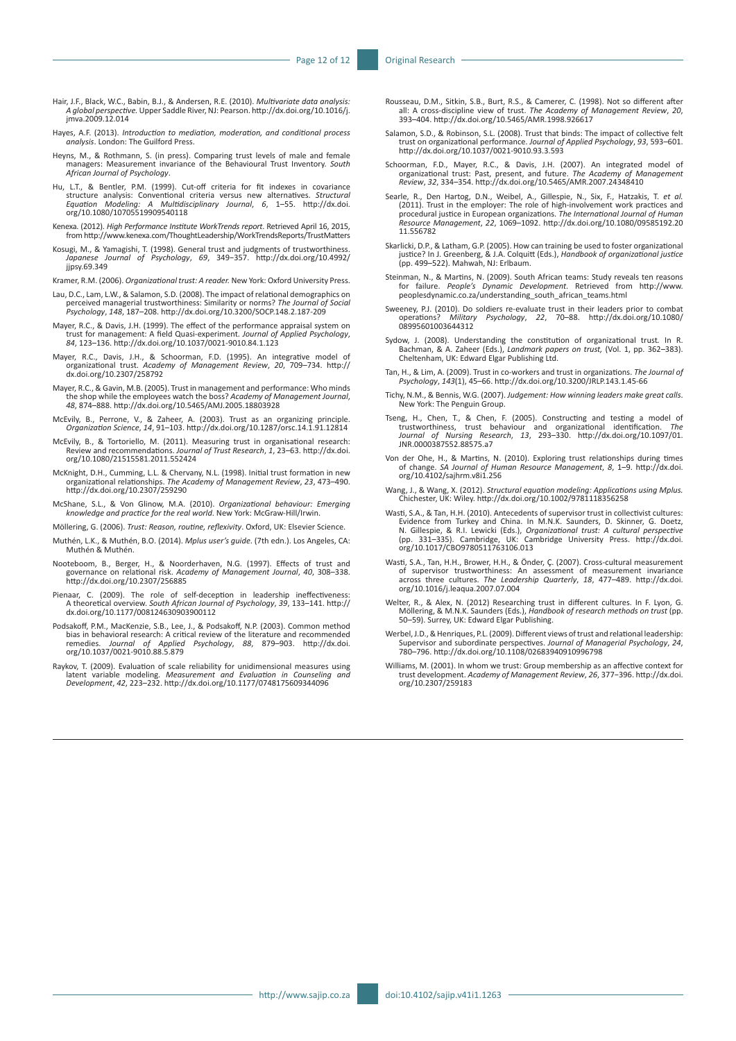Hair, J.F., Black, W.C., Babin, B.J., & Andersen, R.E. (2010). *Multivariate data analysis: A global perspective.* Upper Saddle River, NJ: Pearson. http://dx.doi.org/10.1016/j.jmva.2009.12.014

Hayes, A.F. (2013). *Introduction to mediation, moderation, and conditional process analysis*. London: The Guilford Press.

Heyns, M., & Rothmann, S. (in press). Comparing trust levels of male and female managers: Measurement invariance of the Behavioural Trust Inventory. *South African Journal of Psychology*.

Hu, L.T., & Bentler, P.M. (1999). Cut-off criteria for fit indexes in covariance structure analysis: Conventional criteria versus new alternatives. *Structural Equation Modeling: A Multidisciplinary Journal*, *6*, 1–55. http://dx.doi.org/10.1080/10705519909540118

Kenexa. (2012). *High Performance Institute WorkTrends report*. Retrieved April 16, 2015, from http://www.kenexa.com/ThoughtLeadership/WorkTrendsReports/TrustMatters

Kosugi, M., & Yamagishi, T. (1998). General trust and judgments of trustworthiness. *Japanese Journal of Psychology*, *69*, 349–357. http://dx.doi.org/10.4992/jjpsy.69.349

Kramer, R.M. (2006). *Organizational trust: A reader.* New York: Oxford University Press.

Lau, D.C., Lam, L.W., & Salamon, S.D. (2008). The impact of relational demographics on perceived managerial trustworthiness: Similarity or norms? *The Journal of Social Psychology*, *148*, 187–208. http://dx.doi.org/10.3200/SOCP.148.2.187-209

Mayer, R.C., & Davis, J.H. (1999). The effect of the performance appraisal system on trust for management: A field Quasi-experiment. *Journal of Applied Psychology*, *84*, 123–136. http://dx.doi.org/10.1037/0021-9010.84.1.123

Mayer, R.C., Davis, J.H., & Schoorman, F.D. (1995). An integrative model of organizational trust. *Academy of Management Review*, *20*, 709–734. http://dx.doi.org/10.2307/258792

Mayer, R.C., & Gavin, M.B. (2005). Trust in management and performance: Who minds the shop while the employees watch the boss? *Academy of Management Journal*, *48*, 874–888. http://dx.doi.org/10.5465/AMJ.2005.18803928

McEvily, B., Perrone, V., & Zaheer, A. (2003). Trust as an organizing principle. *Organization Science*, *14*, 91–103. http://dx.doi.org/10.1287/orsc.14.1.91.12814

McEvily, B., & Tortoriello, M. (2011). Measuring trust in organisational research: Review and recommendations. *Journal of Trust Research*, *1*, 23–63. http://dx.doi.org/10.1080/21515581.2011.552424

McKnight, D.H., Cumming, L.L. & Chervany, N.L. (1998). Initial trust formation in new organizational relationships. *The Academy of Management Review*, *23*, 473–490. http://dx.doi.org/10.2307/259290

McShane, S.L., & Von Glinow, M.A. (2010). *Organizational behaviour: Emerging knowledge and practice for the real world*. New York: McGraw-Hill/Irwin.

Möllering, G. (2006). *Trust: Reason, routine, reflexivity*. Oxford, UK: Elsevier Science.

Muthén, L.K., & Muthén, B.O. (2014). *Mplus user's guide*. (7th edn.). Los Angeles, CA: Muthén & Muthén.

Nooteboom, B., Berger, H., & Noorderhaven, N.G. (1997). Effects of trust and governance on relational risk. *Academy of Management Journal*, *40*, 308–338. http://dx.doi.org/10.2307/256885

Pienaar, C. (2009). The role of self-deception in leadership ineffectiveness: A theoretical overview. *South African Journal of Psychology*, *39*, 133–141. http://dx.doi.org/10.1177/008124630903900112

Podsakoff, P.M., MacKenzie, S.B., Lee, J., & Podsakoff, N.P. (2003). Common method bias in behavioral research: A critical review of the literature and recommended remedies. *Journal of Applied Psychology*, *88*, 879–903. http://dx.doi.org/10.1037/0021-9010.88.5.879

Raykov, T. (2009). Evaluation of scale reliability for unidimensional measures using latent variable modeling. *Measurement and Evaluation in Counseling and Development*, *42*, 223–232. http://dx.doi.org/10.1177/0748175609344096

Rousseau, D.M., Sitkin, S.B., Burt, R.S., & Camerer, C. (1998). Not so different after all: A cross-discipline view of trust. *The Academy of Management Review*, *20*, 393–404. http://dx.doi.org/10.5465/AMR.1998.926617

Salamon, S.D., & Robinson, S.L. (2008). Trust that binds: The impact of collective felt trust on organizational performance. *Journal of Applied Psychology*, *93*, 593–601. http://dx.doi.org/10.1037/0021-9010.93.3.593

Schoorman, F.D., Mayer, R.C., & Davis, J.H. (2007). An integrated model of organizational trust: Past, present, and future. *The Academy of Management Review*, *32*, 334–354. http://dx.doi.org/10.5465/AMR.2007.24348410

Searle, R., Den Hartog, D.N., Weibel, A., Gillespie, N., Six, F., Hatzakis, T. *et al.* (2011). Trust in the employer: The role of high-involvement work practices and procedural justice in European organizations. *The International Journal of Human Resource Management*, *22*, 1069–1092. http://dx.doi.org/10.1080/09585192.2011.556782

Skarlicki, D.P., & Latham, G.P. (2005). How can training be used to foster organizational justice? In J. Greenberg, & J.A. Colquitt (Eds.), *Handbook of organizational justice* (pp. 499–522). Mahwah, NJ: Erlbaum.

Steinman, N., & Martins, N. (2009). South African teams: Study reveals ten reasons for failure. *People's Dynamic Development*. Retrieved from http://www.peoplesdynamic.co.za/understanding_south_african_teams.html

Sweeney, P.J. (2010). Do soldiers re-evaluate trust in their leaders prior to combat operations? *Military Psychology*, *22*, 70–88. http://dx.doi.org/10.1080/08995601003644312

Sydow, J. (2008). Understanding the constitution of organizational trust. In R. Bachman, & A. Zaheer (Eds.), *Landmark papers on trust*, (Vol. 1, pp. 362–383). Cheltenham, UK: Edward Elgar Publishing Ltd.

Tan, H., & Lim, A. (2009). Trust in co-workers and trust in organizations. *The Journal of Psychology*, *143*(1), 45–66. http://dx.doi.org/10.3200/JRLP.143.1.45-66

Tichy, N.M., & Bennis, W.G. (2007). *Judgement: How winning leaders make great calls*. New York: The Penguin Group.

Tseng, H., Chen, T., & Chen, F. (2005). Constructing and testing a model of trustworthiness, trust behaviour and organizational identification. *The Journal of Nursing Research*, *13*, 293–330. http://dx.doi.org/10.1097/01.JNR.0000387552.88575.a7

Von der Ohe, H., & Martins, N. (2010). Exploring trust relationships during times of change. *SA Journal of Human Resource Management*, *8*, 1–9. http://dx.doi.org/10.4102/sajhrm.v8i1.256

Wang, J., & Wang, X. (2012). *Structural equation modeling: Applications using Mplus.* Chichester, UK: Wiley. http://dx.doi.org/10.1002/9781118356258

Wasti, S.A., & Tan, H.H. (2010). Antecedents of supervisor trust in collectivist cultures: Evidence from Turkey and China. In M.N.K. Saunders, D. Skinner, G. Doetz, N. Gillespie, & R.I. Lewicki (Eds.), *Organizational trust: A cultural perspective* (pp. 331–335). Cambridge, UK: Cambridge University Press. http://dx.doi.org/10.1017/CBO9780511763106.013

Wasti, S.A., Tan, H.H., Brower, H.H., & Önder, Ç. (2007). Cross-cultural measurement of supervisor trustworthiness: An assessment of measurement invariance across three cultures. *The Leadership Quarterly*, *18*, 477–489. http://dx.doi.org/10.1016/j.leaqua.2007.07.004

Welter, R., & Alex, N. (2012) Researching trust in different cultures. In F. Lyon, G. Möllering, & M.N.K. Saunders (Eds.), *Handbook of research methods on trust* (pp. 50–59). Surrey, UK: Edward Elgar Publishing.

Werbel, J.D., & Henriques, P.L. (2009). Different views of trust and relational leadership: Supervisor and subordinate perspectives. *Journal of Managerial Psychology*, *24*, 780–796. http://dx.doi.org/10.1108/02683940910996798

Williams, M. (2001). In whom we trust: Group membership as an affective context for trust development. *Academy of Management Review*, *26*, 377–396. http://dx.doi.org/10.2307/259183